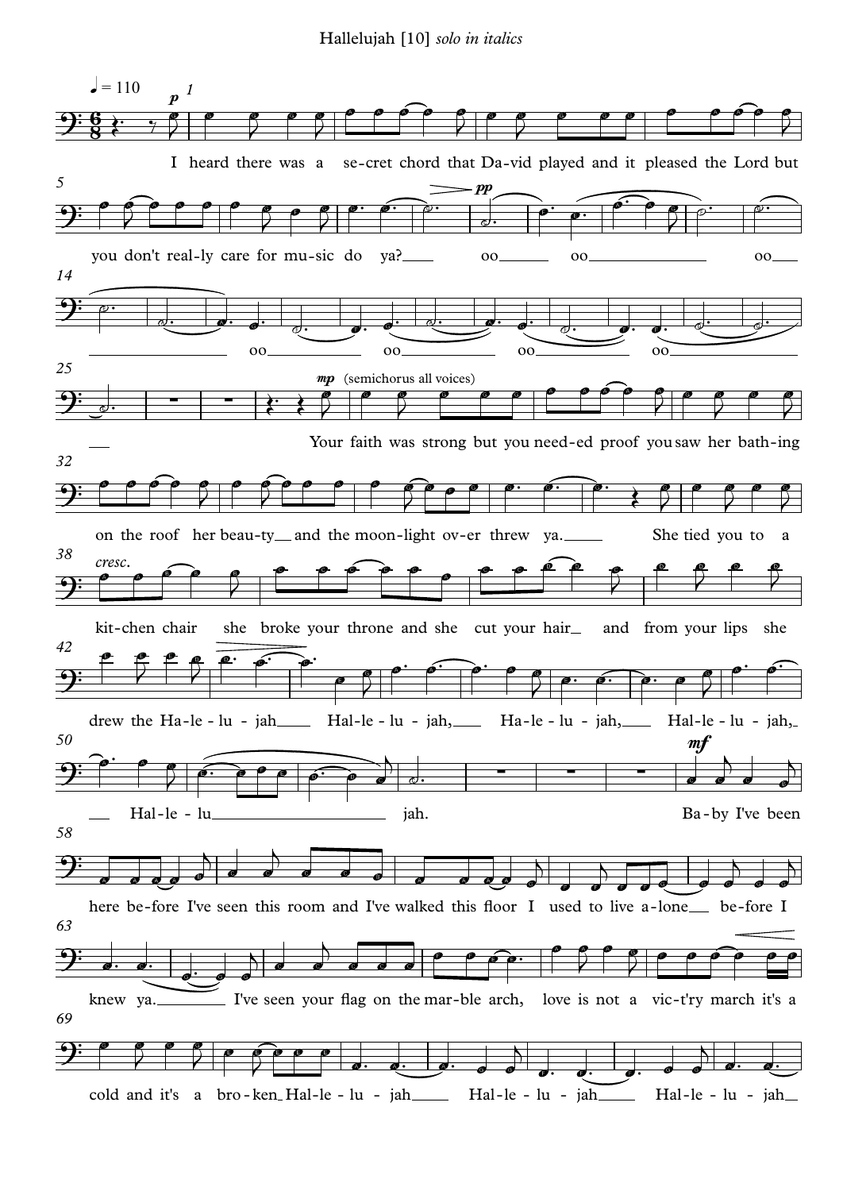# Hallelujah [10] *solo in italics*

♩ = 110

*p* 1

I heard there was a se-cret chord that Da-vid played and it pleased the Lord but

5

you don't real-ly care for mu-sic do ya? oo oo oo

*pp*

14

oo oo oo oo

25

*mp* (semichorus all voices)

Your faith was strong but you need-ed proof you saw her bath-ing

32

on the roof her beau-ty and the moon-light ov-er threw ya. She tied you to a

38

*cresc.*

kit-chen chair she broke your throne and she cut your hair and from your lips she

42

drew the Ha-le - lu - jah Hal-le - lu - jah, Ha-le - lu - jah, Hal-le - lu - jah,

50

Hal-le - lu jah.

*mf*

Ba-by I've been

58

here be-fore I've seen this room and I've walked this floor I used to live a-lone be-fore I

63

knew ya. I've seen your flag on the mar-ble arch, love is not a vic-t'ry march it's a

69

cold and it's a bro-ken Hal-le - lu - jah Hal-le - lu - jah Hal-le - lu - jah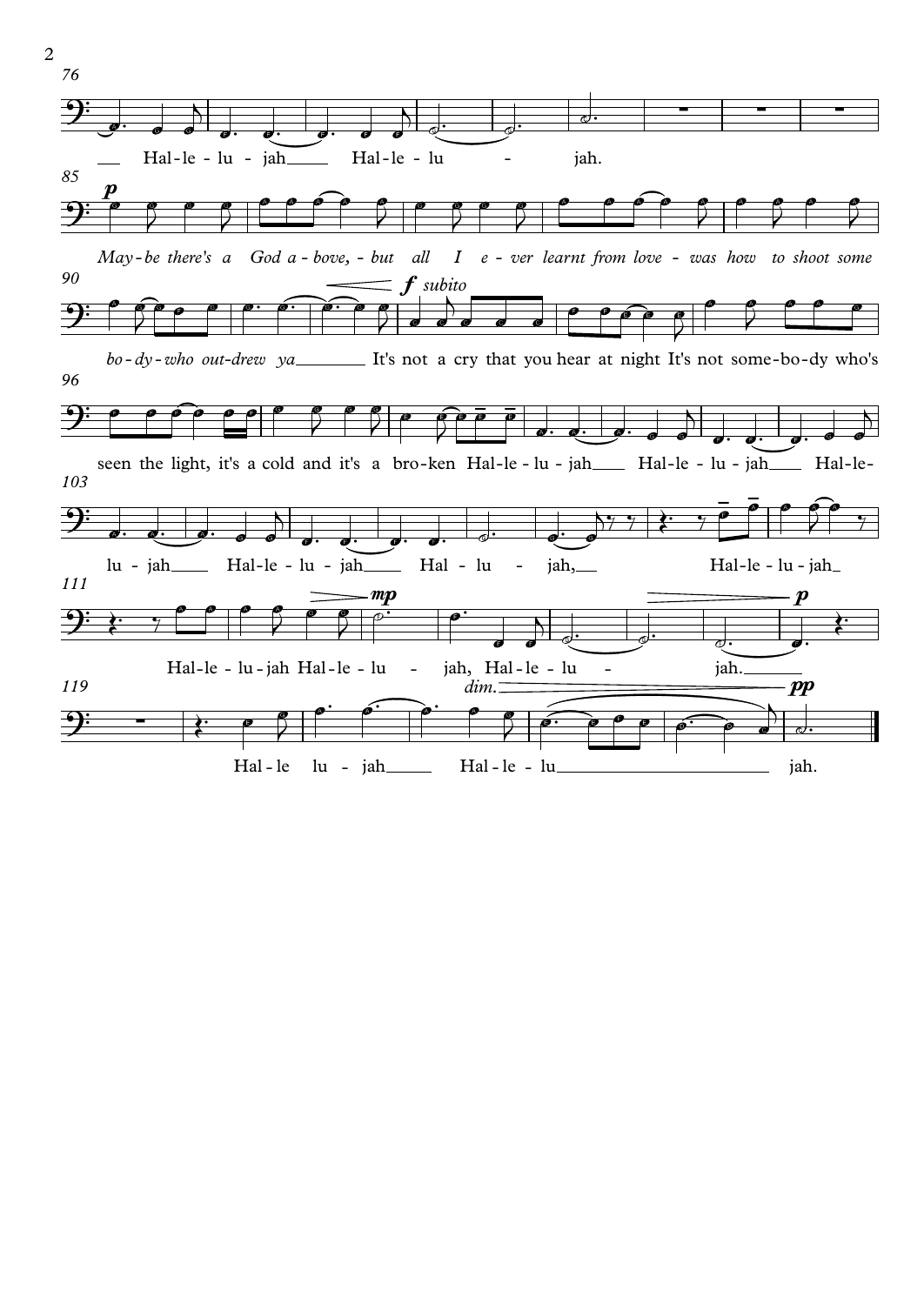76

Hal-le-lu-jah Hal-le-lu - jah.

85

*p*

*May-be there's a God a-bove, - but all I e-ver learnt from love - was how to shoot some*

90

*f subito*

*bo-dy-who out-drew ya* It's not a cry that you hear at night It's not some-bo-dy who's

96

seen the light, it's a cold and it's a bro-ken Hal-le-lu-jah Hal-le-lu-jah Hal-le-

103

lu-jah Hal-le-lu-jah Hal-lu - jah, Hal-le-lu-jah

111

*mp* *p*

Hal-le-lu-jah Hal-le-lu - jah, Hal-le-lu - jah.

119

*dim.* *pp*

Hal-le lu-jah Hal-le-lu jah.